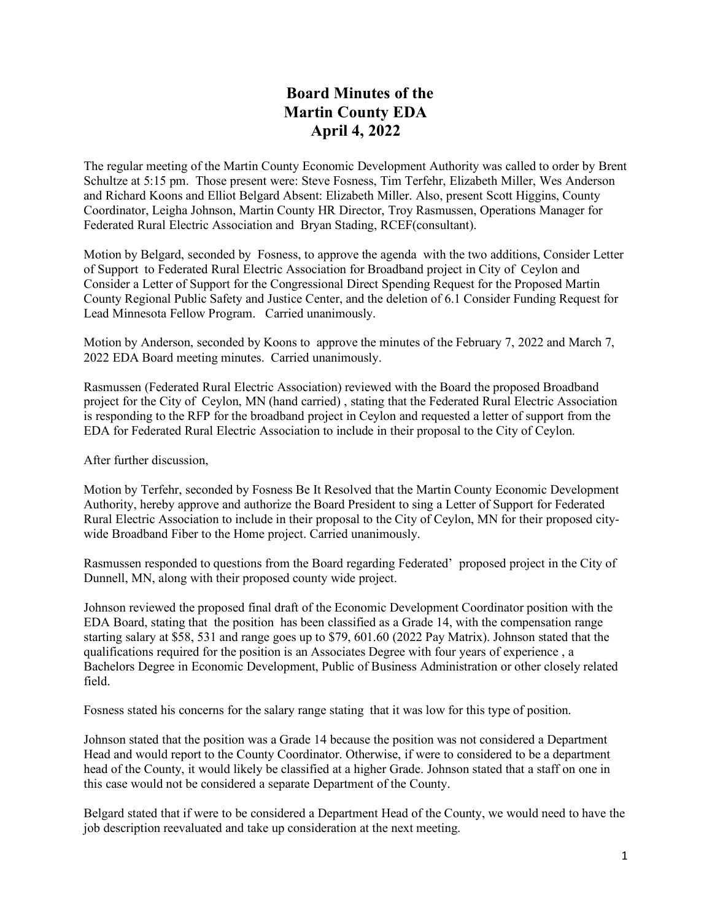# Board Minutes of the Martin County EDA April 4, 2022

The regular meeting of the Martin County Economic Development Authority was called to order by Brent Schultze at 5:15 pm. Those present were: Steve Fosness, Tim Terfehr, Elizabeth Miller, Wes Anderson and Richard Koons and Elliot Belgard Absent: Elizabeth Miller. Also, present Scott Higgins, County Coordinator, Leigha Johnson, Martin County HR Director, Troy Rasmussen, Operations Manager for Federated Rural Electric Association and Bryan Stading, RCEF(consultant).

Motion by Belgard, seconded by Fosness, to approve the agenda with the two additions, Consider Letter of Support to Federated Rural Electric Association for Broadband project in City of Ceylon and Consider a Letter of Support for the Congressional Direct Spending Request for the Proposed Martin County Regional Public Safety and Justice Center, and the deletion of 6.1 Consider Funding Request for Lead Minnesota Fellow Program. Carried unanimously.

Motion by Anderson, seconded by Koons to approve the minutes of the February 7, 2022 and March 7, 2022 EDA Board meeting minutes. Carried unanimously.

Rasmussen (Federated Rural Electric Association) reviewed with the Board the proposed Broadband project for the City of Ceylon, MN (hand carried) , stating that the Federated Rural Electric Association is responding to the RFP for the broadband project in Ceylon and requested a letter of support from the EDA for Federated Rural Electric Association to include in their proposal to the City of Ceylon.

After further discussion,

Motion by Terfehr, seconded by Fosness Be It Resolved that the Martin County Economic Development Authority, hereby approve and authorize the Board President to sing a Letter of Support for Federated Rural Electric Association to include in their proposal to the City of Ceylon, MN for their proposed city-wide Broadband Fiber to the Home project. Carried unanimously.

Rasmussen responded to questions from the Board regarding Federated' proposed project in the City of Dunnell, MN, along with their proposed county wide project.

Johnson reviewed the proposed final draft of the Economic Development Coordinator position with the EDA Board, stating that the position has been classified as a Grade 14, with the compensation range starting salary at $58, 531 and range goes up to $79, 601.60 (2022 Pay Matrix). Johnson stated that the qualifications required for the position is an Associates Degree with four years of experience , a Bachelors Degree in Economic Development, Public of Business Administration or other closely related field.

Fosness stated his concerns for the salary range stating that it was low for this type of position.

Johnson stated that the position was a Grade 14 because the position was not considered a Department Head and would report to the County Coordinator. Otherwise, if were to considered to be a department head of the County, it would likely be classified at a higher Grade. Johnson stated that a staff on one in this case would not be considered a separate Department of the County.

Belgard stated that if were to be considered a Department Head of the County, we would need to have the job description reevaluated and take up consideration at the next meeting.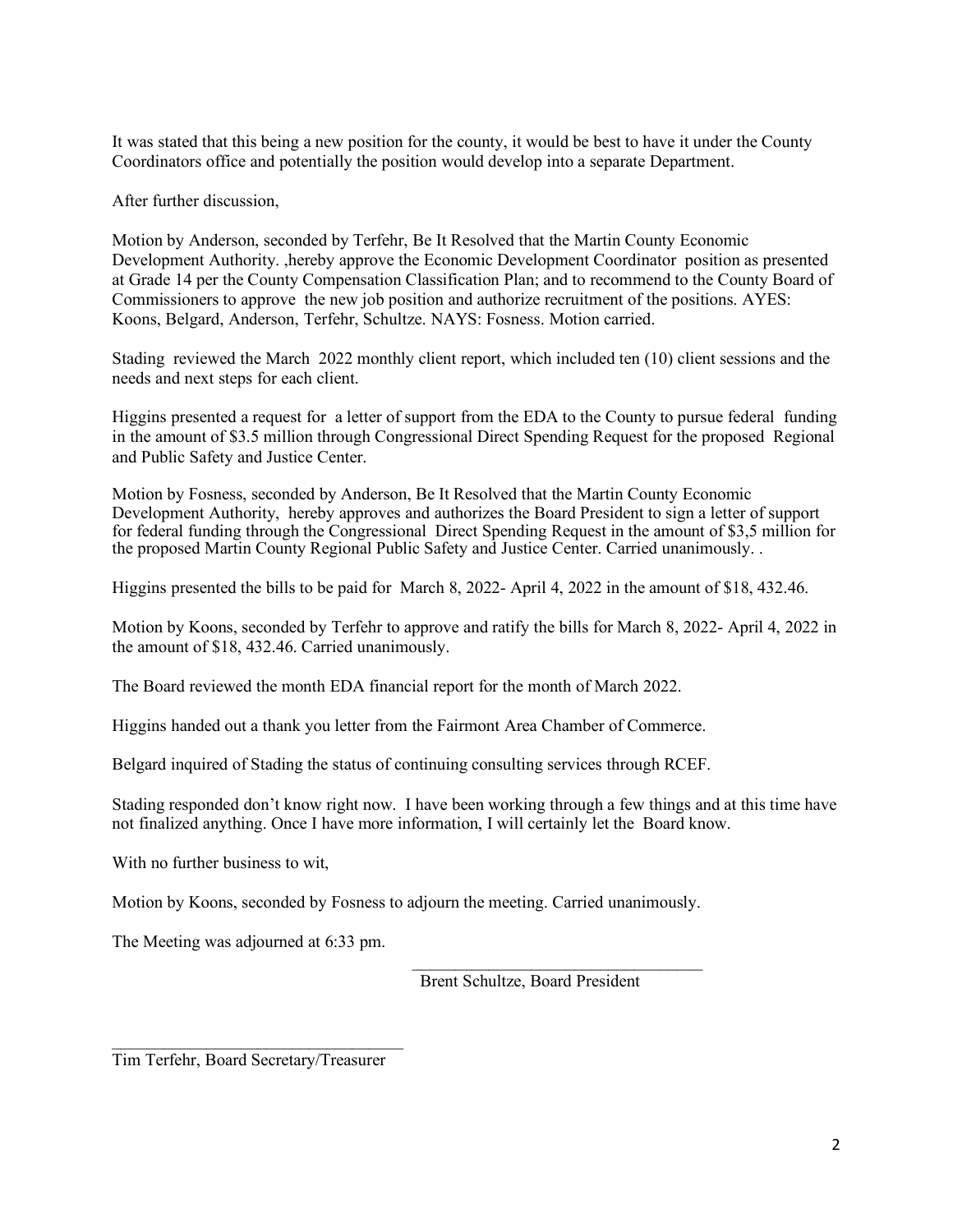It was stated that this being a new position for the county, it would be best to have it under the County Coordinators office and potentially the position would develop into a separate Department.

After further discussion,

Motion by Anderson, seconded by Terfehr, Be It Resolved that the Martin County Economic Development Authority. ,hereby approve the Economic Development Coordinator position as presented at Grade 14 per the County Compensation Classification Plan; and to recommend to the County Board of Commissioners to approve the new job position and authorize recruitment of the positions. AYES: Koons, Belgard, Anderson, Terfehr, Schultze. NAYS: Fosness. Motion carried.

Stading reviewed the March 2022 monthly client report, which included ten (10) client sessions and the needs and next steps for each client.

Higgins presented a request for a letter of support from the EDA to the County to pursue federal funding in the amount of $3.5 million through Congressional Direct Spending Request for the proposed Regional and Public Safety and Justice Center.

Motion by Fosness, seconded by Anderson, Be It Resolved that the Martin County Economic Development Authority, hereby approves and authorizes the Board President to sign a letter of support for federal funding through the Congressional Direct Spending Request in the amount of $3,5 million for the proposed Martin County Regional Public Safety and Justice Center. Carried unanimously. .

Higgins presented the bills to be paid for March 8, 2022- April 4, 2022 in the amount of $18, 432.46.

Motion by Koons, seconded by Terfehr to approve and ratify the bills for March 8, 2022- April 4, 2022 in the amount of $18, 432.46. Carried unanimously.

The Board reviewed the month EDA financial report for the month of March 2022.

Higgins handed out a thank you letter from the Fairmont Area Chamber of Commerce.

Belgard inquired of Stading the status of continuing consulting services through RCEF.

Stading responded don't know right now. I have been working through a few things and at this time have not finalized anything. Once I have more information, I will certainly let the Board know.

With no further business to wit,

Motion by Koons, seconded by Fosness to adjourn the meeting. Carried unanimously.

The Meeting was adjourned at 6:33 pm.

___________________________________
Brent Schultze, Board President

___________________________________
Tim Terfehr, Board Secretary/Treasurer